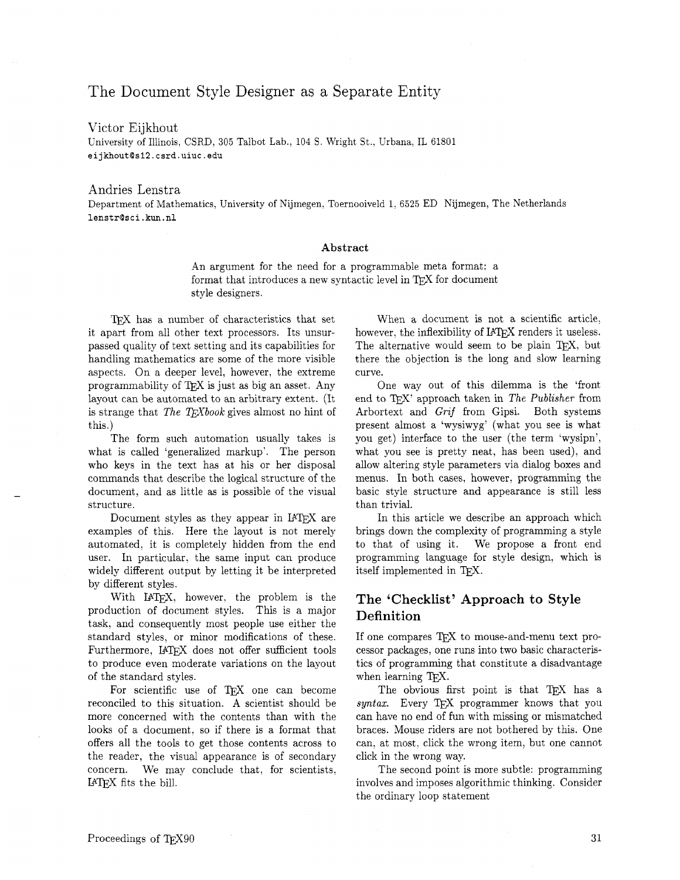# The Document Style Designer as a Separate Entity

Victor Eijkhout
University of Illinois, CSRD, 305 Talbot Lab., 104 S. Wright St., Urbana, IL 61801
eijkhout@s12.csrd.uiuc.edu

Andries Lenstra
Department of Mathematics, University of Nijmegen, Toernooiveld 1, 6525 ED Nijmegen, The Netherlands
lenstr@sci.kun.nl

### Abstract

An argument for the need for a programmable meta format: a format that introduces a new syntactic level in TeX for document style designers.

TeX has a number of characteristics that set it apart from all other text processors. Its unsurpassed quality of text setting and its capabilities for handling mathematics are some of the more visible aspects. On a deeper level, however, the extreme programmability of TeX is just as big an asset. Any layout can be automated to an arbitrary extent. (It is strange that *The TeXbook* gives almost no hint of this.)

The form such automation usually takes is what is called 'generalized markup'. The person who keys in the text has at his or her disposal commands that describe the logical structure of the document, and as little as is possible of the visual structure.

Document styles as they appear in LaTeX are examples of this. Here the layout is not merely automated, it is completely hidden from the end user. In particular, the same input can produce widely different output by letting it be interpreted by different styles.

With LaTeX, however, the problem is the production of document styles. This is a major task, and consequently most people use either the standard styles, or minor modifications of these. Furthermore, LaTeX does not offer sufficient tools to produce even moderate variations on the layout of the standard styles.

For scientific use of TeX one can become reconciled to this situation. A scientist should be more concerned with the contents than with the looks of a document, so if there is a format that offers all the tools to get those contents across to the reader, the visual appearance is of secondary concern. We may conclude that, for scientists, LaTeX fits the bill.

When a document is not a scientific article, however, the inflexibility of LaTeX renders it useless. The alternative would seem to be plain TeX, but there the objection is the long and slow learning curve.

One way out of this dilemma is the 'front end to TeX' approach taken in *The Publisher* from Arbortext and *Grif* from Gipsi. Both systems present almost a 'wysiwyg' (what you see is what you get) interface to the user (the term 'wysipn', what you see is pretty neat, has been used), and allow altering style parameters via dialog boxes and menus. In both cases, however, programming the basic style structure and appearance is still less than trivial.

In this article we describe an approach which brings down the complexity of programming a style to that of using it. We propose a front end programming language for style design, which is itself implemented in TeX.

## The 'Checklist' Approach to Style Definition

If one compares TeX to mouse-and-menu text processor packages, one runs into two basic characteristics of programming that constitute a disadvantage when learning TeX.

The obvious first point is that TeX has a *syntax*. Every TeX programmer knows that you can have no end of fun with missing or mismatched braces. Mouse riders are not bothered by this. One can, at most, click the wrong item, but one cannot click in the wrong way.

The second point is more subtle: programming involves and imposes algorithmic thinking. Consider the ordinary loop statement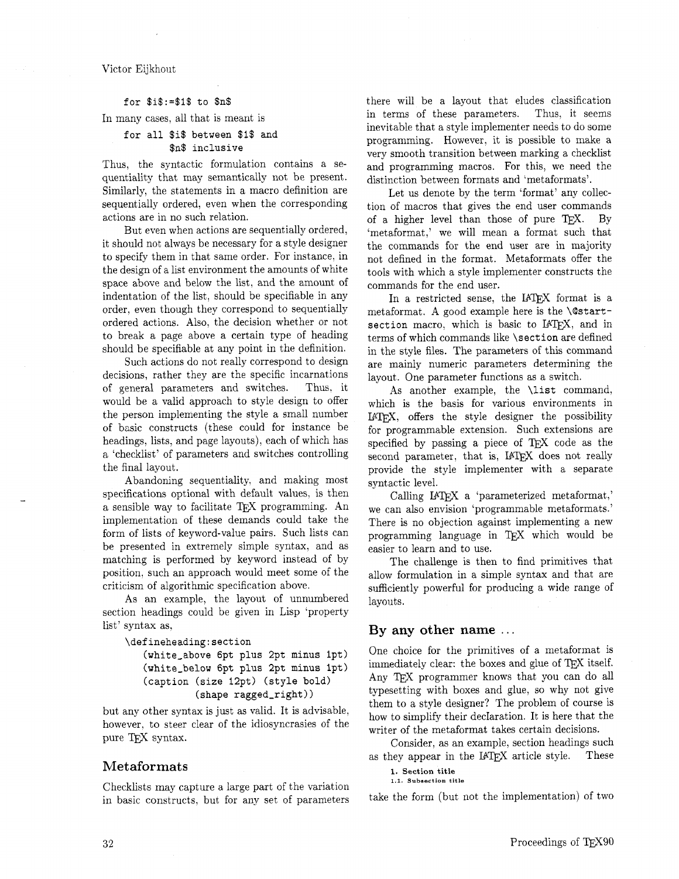```
for $i$:=$1$ to $n$
```

In many cases, all that is meant is

```
for all $i$ between $1$ and
        $n$ inclusive
```

Thus, the syntactic formulation contains a sequentiality that may semantically not be present. Similarly, the statements in a macro definition are sequentially ordered, even when the corresponding actions are in no such relation.

But even when actions are sequentially ordered, it should not always be necessary for a style designer to specify them in that same order. For instance, in the design of a list environment the amounts of white space above and below the list, and the amount of indentation of the list, should be specifiable in any order, even though they correspond to sequentially ordered actions. Also, the decision whether or not to break a page above a certain type of heading should be specifiable at any point in the definition.

Such actions do not really correspond to design decisions, rather they are the specific incarnations of general parameters and switches. Thus, it would be a valid approach to style design to offer the person implementing the style a small number of basic constructs (these could for instance be headings, lists, and page layouts), each of which has a 'checklist' of parameters and switches controlling the final layout.

Abandoning sequentiality, and making most specifications optional with default values, is then a sensible way to facilitate TeX programming. An implementation of these demands could take the form of lists of keyword-value pairs. Such lists can be presented in extremely simple syntax, and as matching is performed by keyword instead of by position, such an approach would meet some of the criticism of algorithmic specification above.

As an example, the layout of unnumbered section headings could be given in Lisp 'property list' syntax as,

```
\defineheading:section
    (white_above 6pt plus 2pt minus 1pt)
    (white_below 6pt plus 2pt minus 1pt)
    (caption (size 12pt) (style bold)
             (shape ragged_right))
```

but any other syntax is just as valid. It is advisable, however, to steer clear of the idiosyncrasies of the pure TeX syntax.

## Metaformats

Checklists may capture a large part of the variation in basic constructs, but for any set of parameters there will be a layout that eludes classification in terms of these parameters. Thus, it seems inevitable that a style implementer needs to do some programming. However, it is possible to make a very smooth transition between marking a checklist and programming macros. For this, we need the distinction between formats and 'metaformats'.

Let us denote by the term 'format' any collection of macros that gives the end user commands of a higher level than those of pure TeX. By 'metaformat,' we will mean a format such that the commands for the end user are in majority not defined in the format. Metaformats offer the tools with which a style implementer constructs the commands for the end user.

In a restricted sense, the LaTeX format is a metaformat. A good example here is the `\@startsection` macro, which is basic to LaTeX, and in terms of which commands like `\section` are defined in the style files. The parameters of this command are mainly numeric parameters determining the layout. One parameter functions as a switch.

As another example, the `\list` command, which is the basis for various environments in LaTeX, offers the style designer the possibility for programmable extension. Such extensions are specified by passing a piece of TeX code as the second parameter, that is, LaTeX does not really provide the style implementer with a separate syntactic level.

Calling LaTeX a 'parameterized metaformat,' we can also envision 'programmable metaformats.' There is no objection against implementing a new programming language in TeX which would be easier to learn and to use.

The challenge is then to find primitives that allow formulation in a simple syntax and that are sufficiently powerful for producing a wide range of layouts.

## By any other name ...

One choice for the primitives of a metaformat is immediately clear: the boxes and glue of TeX itself. Any TeX programmer knows that you can do all typesetting with boxes and glue, so why not give them to a style designer? The problem of course is how to simplify their declaration. It is here that the writer of the metaformat takes certain decisions.

Consider, as an example, section headings such as they appear in the LaTeX article style. These

**1. Section title**
**1.1. Subsection title**

take the form (but not the implementation) of two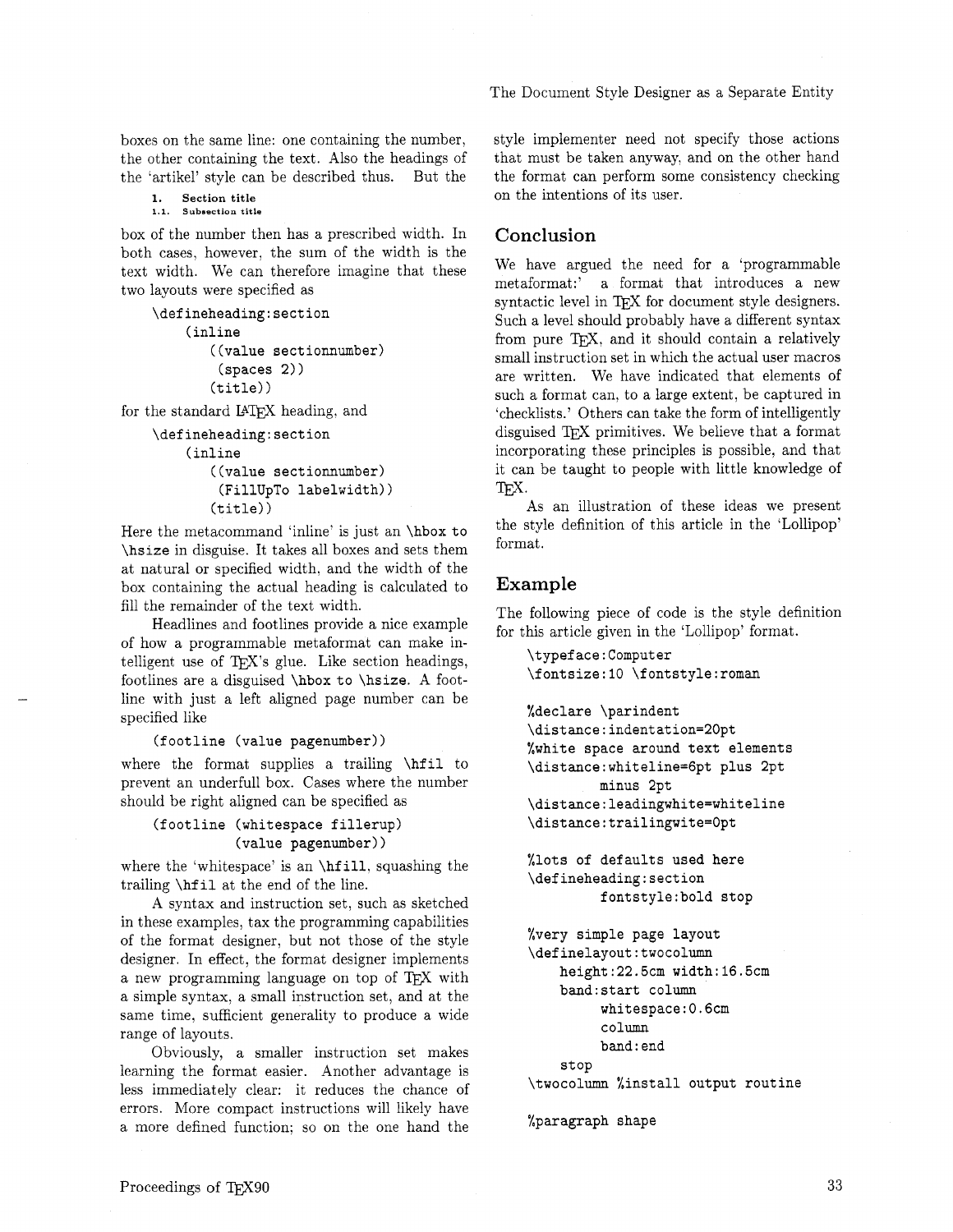boxes on the same line: one containing the number, the other containing the text. Also the headings of the 'artikel' style can be described thus. But the

**1. Section title**
**1.1. Subsection title**

box of the number then has a prescribed width. In both cases, however, the sum of the width is the text width. We can therefore imagine that these two layouts were specified as

```
\defineheading:section
    (inline
        ((value sectionnumber)
         (spaces 2))
        (title))
```

for the standard LaTeX heading, and

```
\defineheading:section
    (inline
        ((value sectionnumber)
         (FillUpTo labelwidth))
        (title))
```

Here the metacommand 'inline' is just an `\hbox to \hsize` in disguise. It takes all boxes and sets them at natural or specified width, and the width of the box containing the actual heading is calculated to fill the remainder of the text width.

Headlines and footlines provide a nice example of how a programmable metaformat can make intelligent use of TeX's glue. Like section headings, footlines are a disguised `\hbox to \hsize`. A footline with just a left aligned page number can be specified like

```
(footline (value pagenumber))
```

where the format supplies a trailing `\hfil` to prevent an underfull box. Cases where the number should be right aligned can be specified as

```
(footline (whitespace fillerup)
          (value pagenumber))
```

where the 'whitespace' is an `\hfill`, squashing the trailing `\hfil` at the end of the line.

A syntax and instruction set, such as sketched in these examples, tax the programming capabilities of the format designer, but not those of the style designer. In effect, the format designer implements a new programming language on top of TeX with a simple syntax, a small instruction set, and at the same time, sufficient generality to produce a wide range of layouts.

Obviously, a smaller instruction set makes learning the format easier. Another advantage is less immediately clear: it reduces the chance of errors. More compact instructions will likely have a more defined function; so on the one hand the style implementer need not specify those actions that must be taken anyway, and on the other hand the format can perform some consistency checking on the intentions of its user.

## Conclusion

We have argued the need for a 'programmable metaformat:' a format that introduces a new syntactic level in TeX for document style designers. Such a level should probably have a different syntax from pure TeX, and it should contain a relatively small instruction set in which the actual user macros are written. We have indicated that elements of such a format can, to a large extent, be captured in 'checklists.' Others can take the form of intelligently disguised TeX primitives. We believe that a format incorporating these principles is possible, and that it can be taught to people with little knowledge of TeX.

As an illustration of these ideas we present the style definition of this article in the 'Lollipop' format.

## Example

The following piece of code is the style definition for this article given in the 'Lollipop' format.

```
\typeface:Computer
\fontsize:10 \fontstyle:roman

%declare \parindent
\distance:indentation=20pt
%white space around text elements
\distance:whiteline=6pt plus 2pt
        minus 2pt
\distance:leadingwhite=whiteline
\distance:trailingwite=0pt

%lots of defaults used here
\defineheading:section
        fontstyle:bold stop

%very simple page layout
\definelayout:twocolumn
    height:22.5cm width:16.5cm
    band:start column
        whitespace:0.6cm
        column
        band:end
    stop
\twocolumn %install output routine

%paragraph shape
```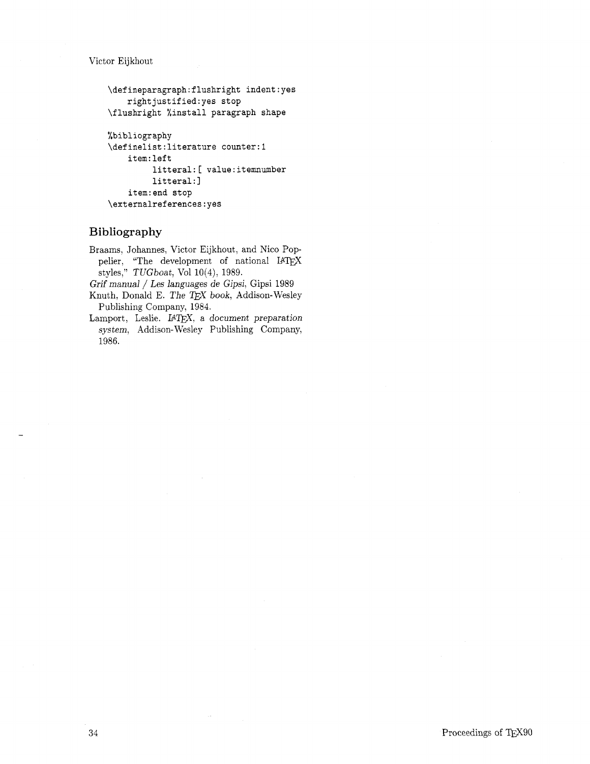```
\defineparagraph:flushright indent:yes
    rightjustified:yes stop
\flushright %install paragraph shape

%bibliography
\definelist:literature counter:1
    item:left
         litteral:[ value:itemnumber
         litteral:]
    item:end stop
\externalreferences:yes
```

## Bibliography

Braams, Johannes, Victor Eijkhout, and Nico Poppelier, "The development of national LaTeX styles," *TUGboat*, Vol 10(4), 1989.

*Grif manual / Les languages de Gipsi*, Gipsi 1989

Knuth, Donald E. *The TeX book*, Addison-Wesley Publishing Company, 1984.

Lamport, Leslie. *LaTeX, a document preparation system*, Addison-Wesley Publishing Company, 1986.